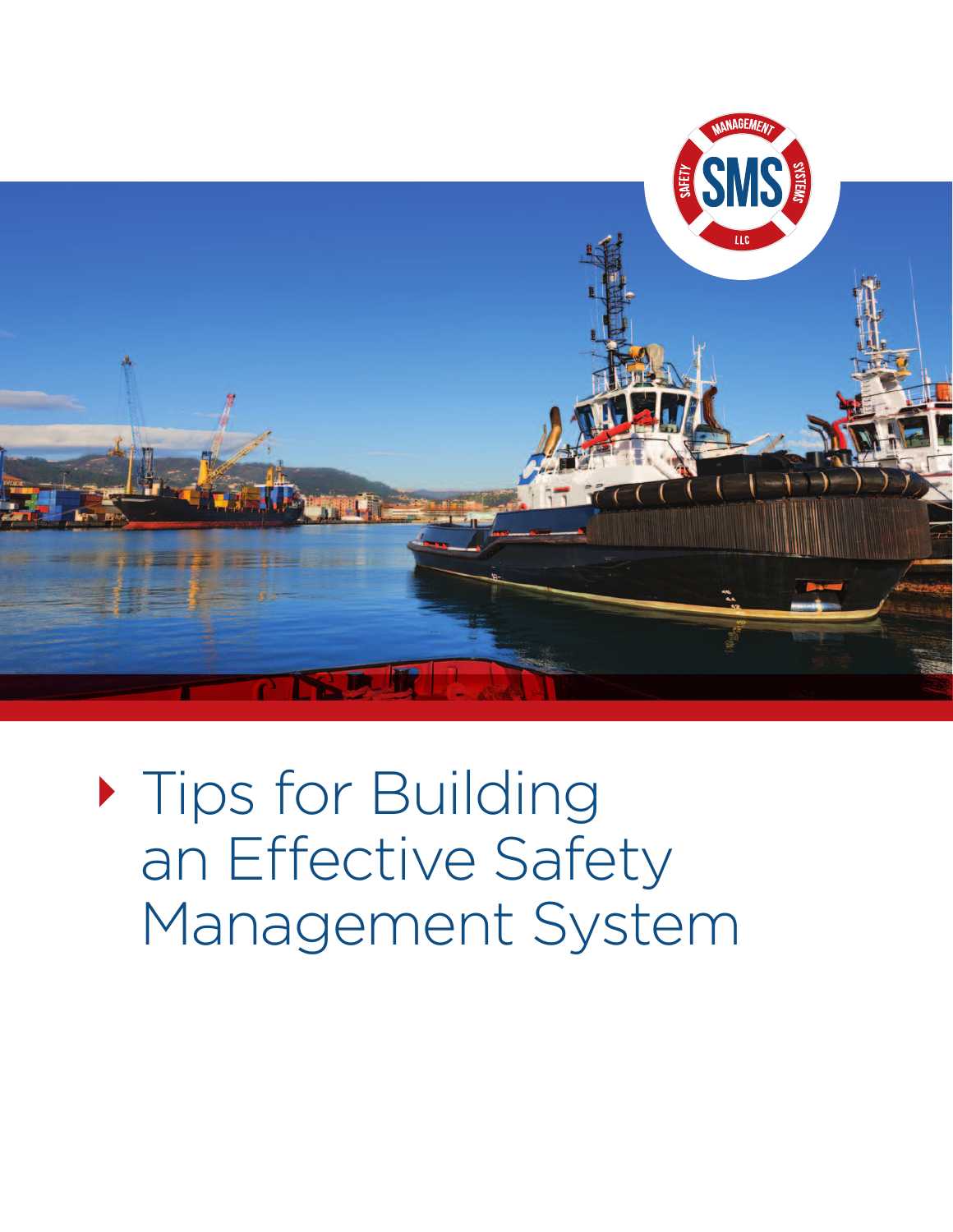# Tips for Building an Effective Safety Management System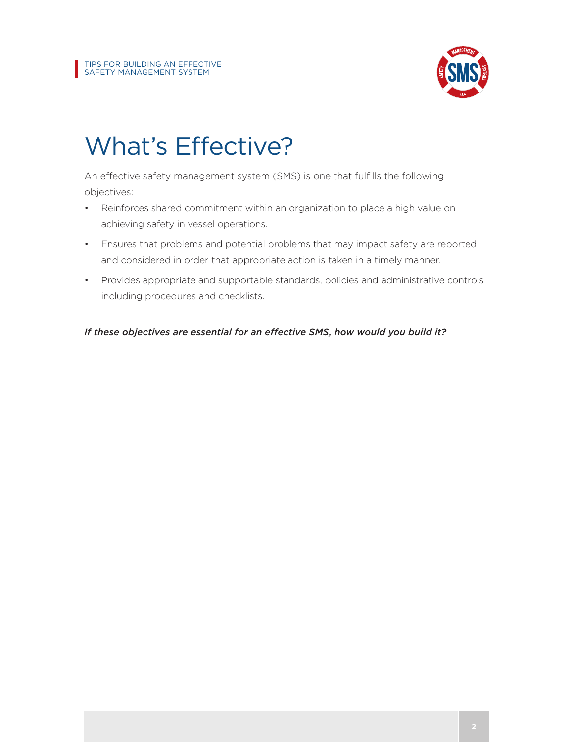# What's Effective?

An effective safety management system (SMS) is one that fulfills the following objectives:

- Reinforces shared commitment within an organization to place a high value on achieving safety in vessel operations.
- Ensures that problems and potential problems that may impact safety are reported and considered in order that appropriate action is taken in a timely manner.
- Provides appropriate and supportable standards, policies and administrative controls including procedures and checklists.

***If these objectives are essential for an effective SMS, how would you build it?***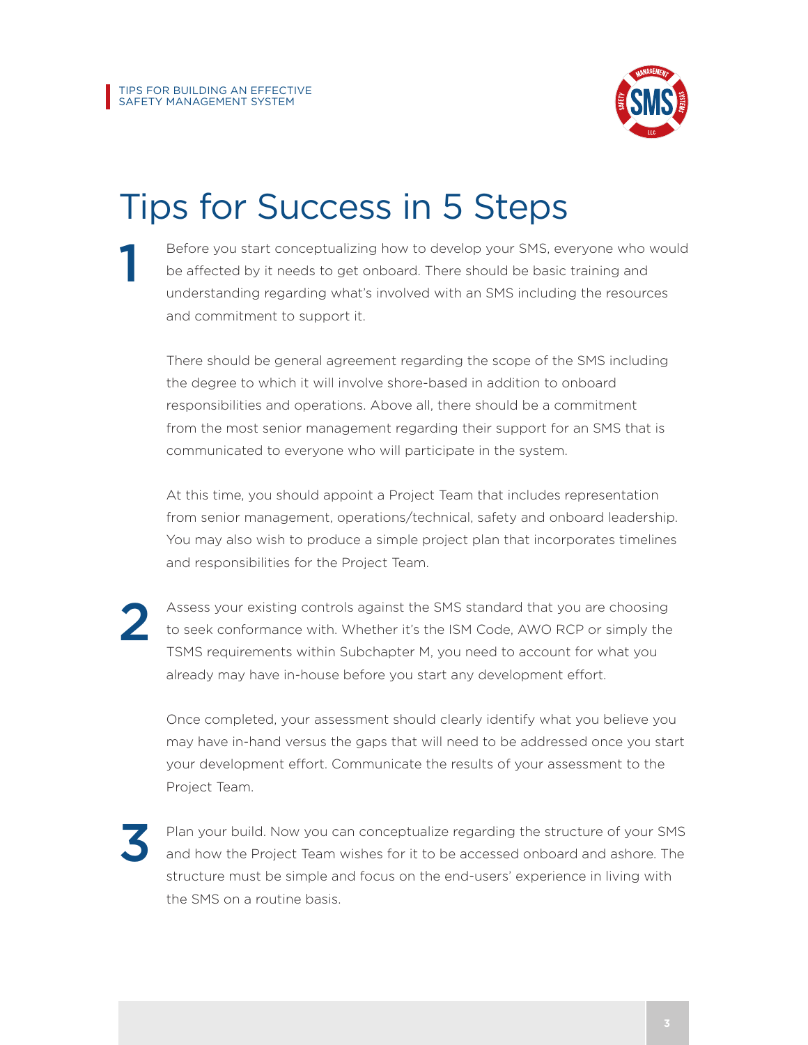# Tips for Success in 5 Steps

**1**

Before you start conceptualizing how to develop your SMS, everyone who would be affected by it needs to get onboard. There should be basic training and understanding regarding what's involved with an SMS including the resources and commitment to support it.

There should be general agreement regarding the scope of the SMS including the degree to which it will involve shore-based in addition to onboard responsibilities and operations. Above all, there should be a commitment from the most senior management regarding their support for an SMS that is communicated to everyone who will participate in the system.

At this time, you should appoint a Project Team that includes representation from senior management, operations/technical, safety and onboard leadership. You may also wish to produce a simple project plan that incorporates timelines and responsibilities for the Project Team.

**2**

Assess your existing controls against the SMS standard that you are choosing to seek conformance with. Whether it's the ISM Code, AWO RCP or simply the TSMS requirements within Subchapter M, you need to account for what you already may have in-house before you start any development effort.

Once completed, your assessment should clearly identify what you believe you may have in-hand versus the gaps that will need to be addressed once you start your development effort. Communicate the results of your assessment to the Project Team.

**3**

Plan your build. Now you can conceptualize regarding the structure of your SMS and how the Project Team wishes for it to be accessed onboard and ashore. The structure must be simple and focus on the end-users' experience in living with the SMS on a routine basis.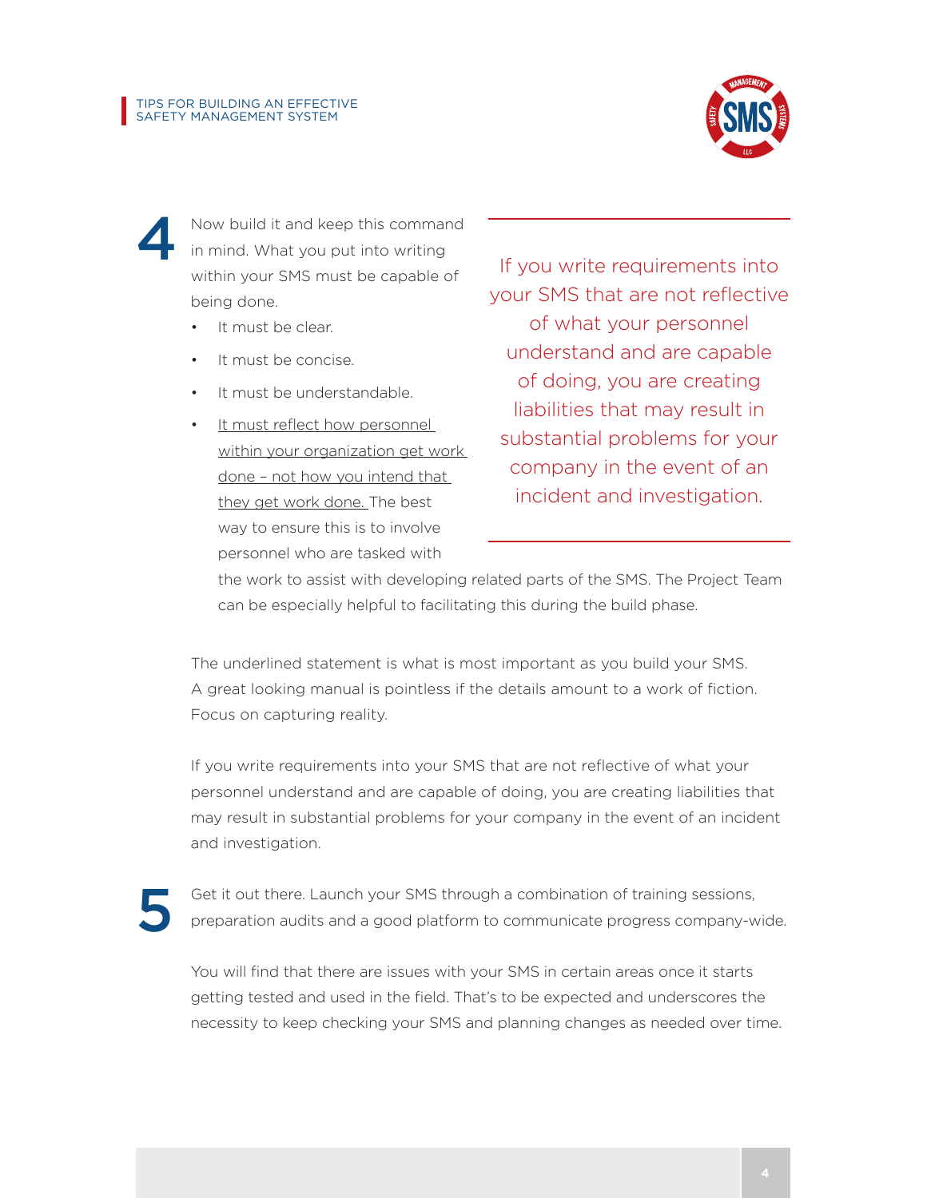**4** Now build it and keep this command in mind. What you put into writing within your SMS must be capable of being done.

- It must be clear.
- It must be concise.
- It must be understandable.
- <u>It must reflect how personnel within your organization get work done – not how you intend that they get work done.</u> The best way to ensure this is to involve personnel who are tasked with the work to assist with developing related parts of the SMS. The Project Team can be especially helpful to facilitating this during the build phase.

> If you write requirements into your SMS that are not reflective of what your personnel understand and are capable of doing, you are creating liabilities that may result in substantial problems for your company in the event of an incident and investigation.

The underlined statement is what is most important as you build your SMS. A great looking manual is pointless if the details amount to a work of fiction. Focus on capturing reality.

If you write requirements into your SMS that are not reflective of what your personnel understand and are capable of doing, you are creating liabilities that may result in substantial problems for your company in the event of an incident and investigation.

**5** Get it out there. Launch your SMS through a combination of training sessions, preparation audits and a good platform to communicate progress company-wide.

You will find that there are issues with your SMS in certain areas once it starts getting tested and used in the field. That's to be expected and underscores the necessity to keep checking your SMS and planning changes as needed over time.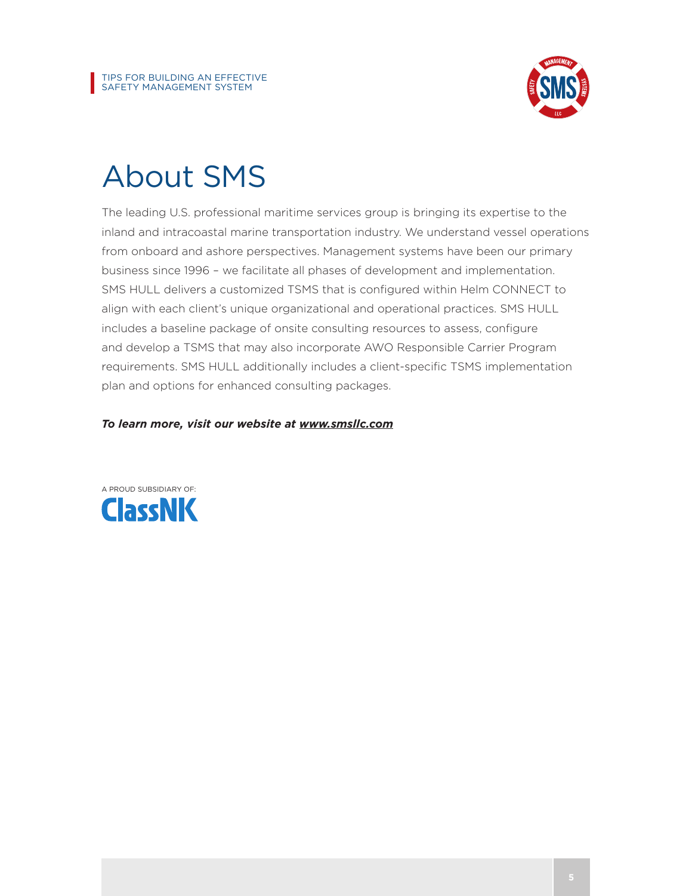# About SMS

The leading U.S. professional maritime services group is bringing its expertise to the inland and intracoastal marine transportation industry. We understand vessel operations from onboard and ashore perspectives. Management systems have been our primary business since 1996 – we facilitate all phases of development and implementation. SMS HULL delivers a customized TSMS that is configured within Helm CONNECT to align with each client's unique organizational and operational practices. SMS HULL includes a baseline package of onsite consulting resources to assess, configure and develop a TSMS that may also incorporate AWO Responsible Carrier Program requirements. SMS HULL additionally includes a client-specific TSMS implementation plan and options for enhanced consulting packages.

***To learn more, visit our website at [www.smsllc.com](http://www.smsllc.com)***

A PROUD SUBSIDIARY OF:

ClassNK